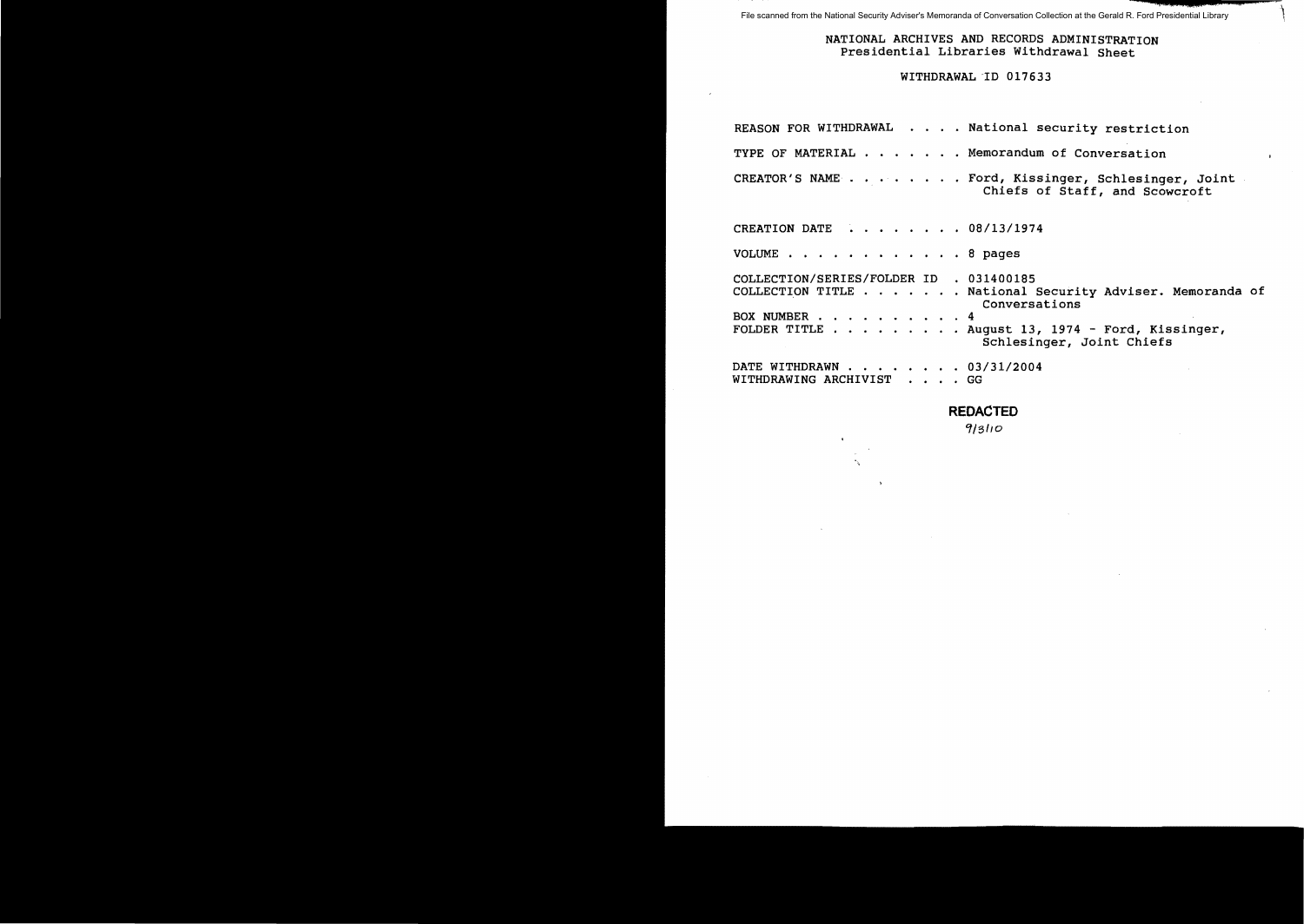File scanned from the National Security Adviser's Memoranda of Conversation Collection at the Gerald R. Ford Presidential Library

NATIONAL ARCHIVES AND RECORDS ADMINISTRATION
Presidential Libraries Withdrawal Sheet

WITHDRAWAL ID 017633

REASON FOR WITHDRAWAL . . . . National security restriction

TYPE OF MATERIAL . . . . . . . Memorandum of Conversation

CREATOR'S NAME . . . . . . . . Ford, Kissinger, Schlesinger, Joint Chiefs of Staff, and Scowcroft

CREATION DATE . . . . . . . . 08/13/1974

VOLUME . . . . . . . . . . . . 8 pages

COLLECTION/SERIES/FOLDER ID . 031400185
COLLECTION TITLE . . . . . . . National Security Adviser. Memoranda of Conversations
BOX NUMBER . . . . . . . . . . 4
FOLDER TITLE . . . . . . . . . August 13, 1974 - Ford, Kissinger, Schlesinger, Joint Chiefs

DATE WITHDRAWN . . . . . . . . 03/31/2004
WITHDRAWING ARCHIVIST . . . . GG

**REDACTED**
9/3/10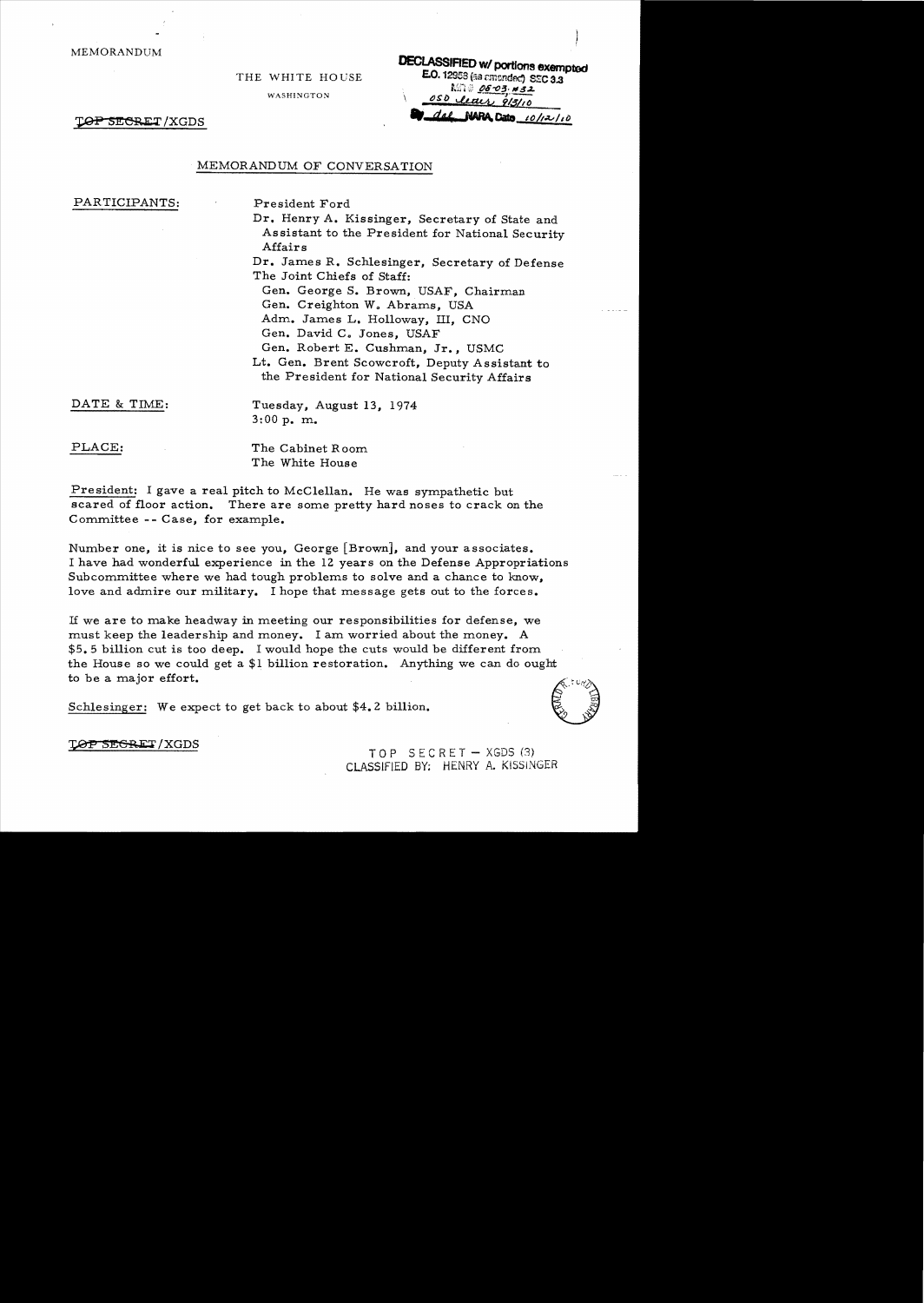MEMORANDUM

THE WHITE HOUSE

WASHINGTON

DECLASSIFIED w/ portions exempted
E.O. 12958 (as amended) SEC 3.3
MR # 06-03, #32
OSD letter 9/3/10
By dal NARA, Date 10/12/10

TOP SECRET/XGDS

## MEMORANDUM OF CONVERSATION

PARTICIPANTS:

President Ford
Dr. Henry A. Kissinger, Secretary of State and Assistant to the President for National Security Affairs
Dr. James R. Schlesinger, Secretary of Defense
The Joint Chiefs of Staff:
Gen. George S. Brown, USAF, Chairman
Gen. Creighton W. Abrams, USA
Adm. James L. Holloway, III, CNO
Gen. David C. Jones, USAF
Gen. Robert E. Cushman, Jr., USMC
Lt. Gen. Brent Scowcroft, Deputy Assistant to the President for National Security Affairs

DATE & TIME: Tuesday, August 13, 1974
3:00 p.m.

PLACE: The Cabinet Room
The White House

President: I gave a real pitch to McClellan. He was sympathetic but scared of floor action. There are some pretty hard noses to crack on the Committee -- Case, for example.

Number one, it is nice to see you, George [Brown], and your associates. I have had wonderful experience in the 12 years on the Defense Appropriations Subcommittee where we had tough problems to solve and a chance to know, love and admire our military. I hope that message gets out to the forces.

If we are to make headway in meeting our responsibilities for defense, we must keep the leadership and money. I am worried about the money. A $5.5 billion cut is too deep. I would hope the cuts would be different from the House so we could get a $1 billion restoration. Anything we can do ought to be a major effort.

Schlesinger: We expect to get back to about $4.2 billion.

TOP SECRET/XGDS

TOP SECRET – XGDS (3)
CLASSIFIED BY: HENRY A. KISSINGER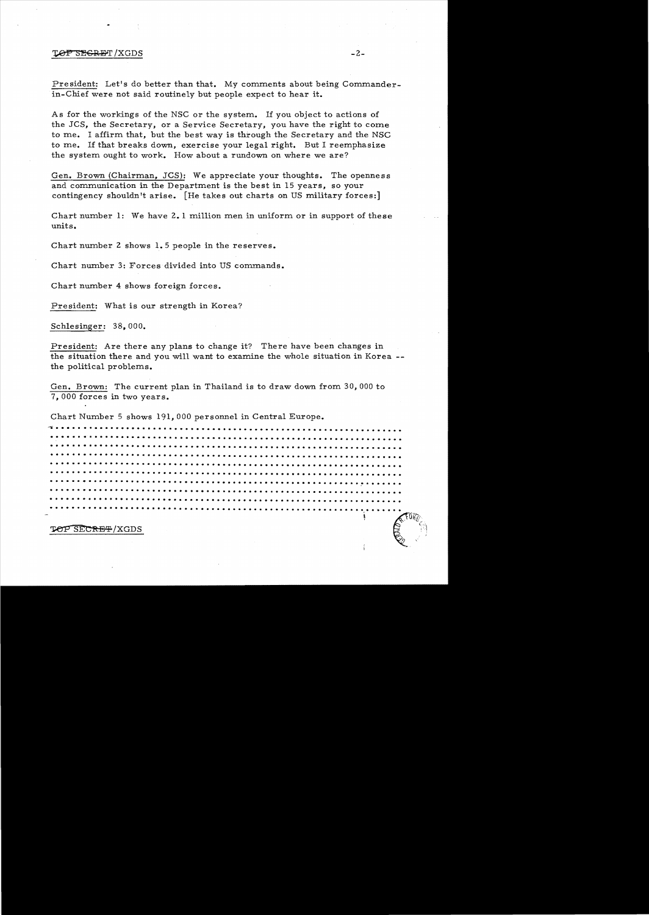President: Let's do better than that. My comments about being Commander-in-Chief were not said routinely but people expect to hear it.

As for the workings of the NSC or the system. If you object to actions of the JCS, the Secretary, or a Service Secretary, you have the right to come to me. I affirm that, but the best way is through the Secretary and the NSC to me. If that breaks down, exercise your legal right. But I reemphasize the system ought to work. How about a rundown on where we are?

Gen. Brown (Chairman, JCS): We appreciate your thoughts. The openness and communication in the Department is the best in 15 years, so your contingency shouldn't arise. [He takes out charts on US military forces:]

Chart number 1: We have 2.1 million men in uniform or in support of these units.

Chart number 2 shows 1.5 people in the reserves.

Chart number 3: Forces divided into US commands.

Chart number 4 shows foreign forces.

President: What is our strength in Korea?

Schlesinger: 38,000.

President: Are there any plans to change it? There have been changes in the situation there and you will want to examine the whole situation in Korea -- the political problems.

Gen. Brown: The current plan in Thailand is to draw down from 30,000 to 7,000 forces in two years.

Chart Number 5 shows 191,000 personnel in Central Europe.

..............................................................
..............................................................
..............................................................
..............................................................
..............................................................
..............................................................
..............................................................
..............................................................
..............................................................
..............................................................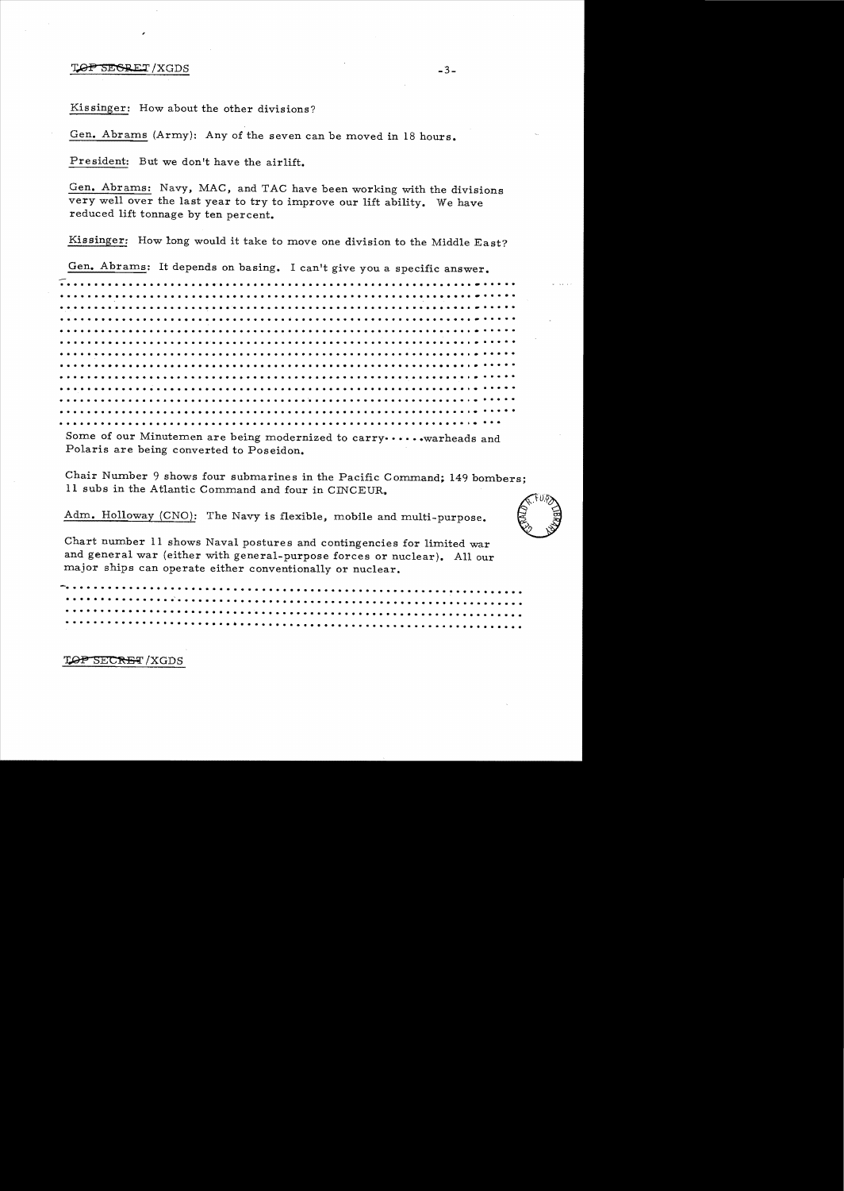Kissinger: How about the other divisions?

Gen. Abrams (Army): Any of the seven can be moved in 18 hours.

President: But we don't have the airlift.

Gen. Abrams: Navy, MAC, and TAC have been working with the divisions very well over the last year to try to improve our lift ability. We have reduced lift tonnage by ten percent.

Kissinger: How long would it take to move one division to the Middle East?

Gen. Abrams: It depends on basing. I can't give you a specific answer.

..................................................................
..................................................................
..................................................................
..................................................................
..................................................................
..................................................................
..................................................................
..................................................................
..................................................................
..................................................................
..................................................................
..................................................................
..................................................................

Some of our Minutemen are being modernized to carry······warheads and Polaris are being converted to Poseidon.

Chair Number 9 shows four submarines in the Pacific Command; 149 bombers; 11 subs in the Atlantic Command and four in CINCEUR.

Adm. Holloway (CNO): The Navy is flexible, mobile and multi-purpose.

Chart number 11 shows Naval postures and contingencies for limited war and general war (either with general-purpose forces or nuclear). All our major ships can operate either conventionally or nuclear.

..................................................................
..................................................................
..................................................................
..................................................................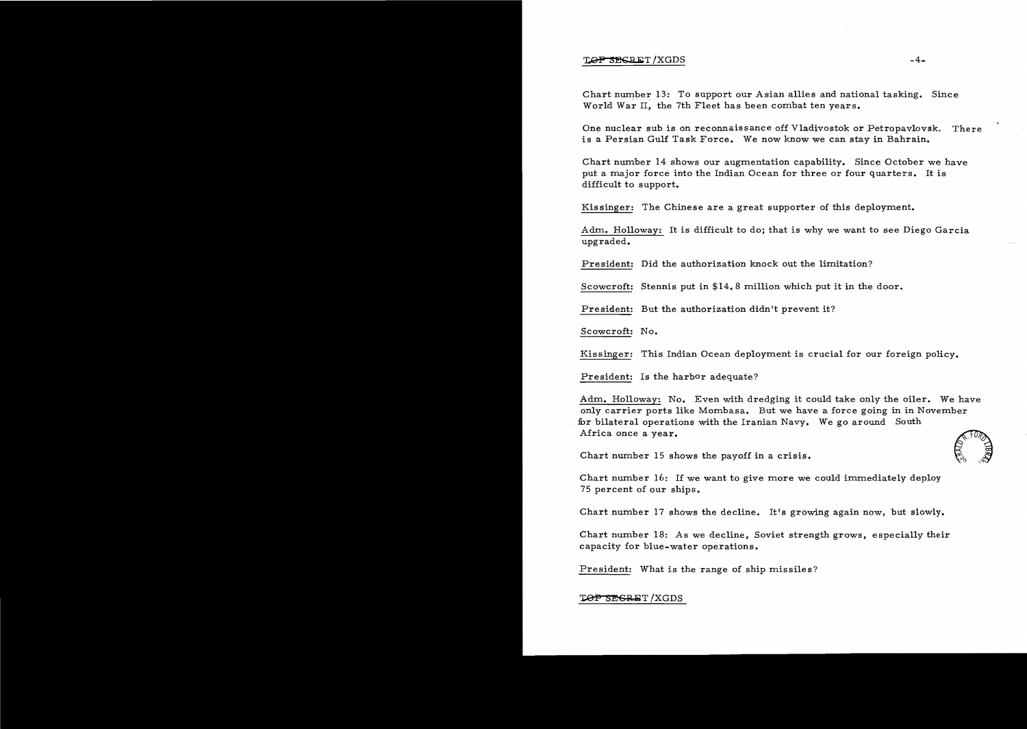Chart number 13: To support our Asian allies and national tasking. Since World War II, the 7th Fleet has been combat ten years.

One nuclear sub is on reconnaissance off Vladivostok or Petropavlovsk. There is a Persian Gulf Task Force. We now know we can stay in Bahrain.

Chart number 14 shows our augmentation capability. Since October we have put a major force into the Indian Ocean for three or four quarters. It is difficult to support.

Kissinger: The Chinese are a great supporter of this deployment.

Adm. Holloway: It is difficult to do; that is why we want to see Diego Garcia upgraded.

President: Did the authorization knock out the limitation?

Scowcroft: Stennis put in $14.8 million which put it in the door.

President: But the authorization didn't prevent it?

Scowcroft: No.

Kissinger: This Indian Ocean deployment is crucial for our foreign policy.

President: Is the harbor adequate?

Adm. Holloway: No. Even with dredging it could take only the oiler. We have only carrier ports like Mombasa. But we have a force going in in November for bilateral operations with the Iranian Navy. We go around South Africa once a year.

Chart number 15 shows the payoff in a crisis.

Chart number 16: If we want to give more we could immediately deploy 75 percent of our ships.

Chart number 17 shows the decline. It's growing again now, but slowly.

Chart number 18: As we decline, Soviet strength grows, especially their capacity for blue-water operations.

President: What is the range of ship missiles?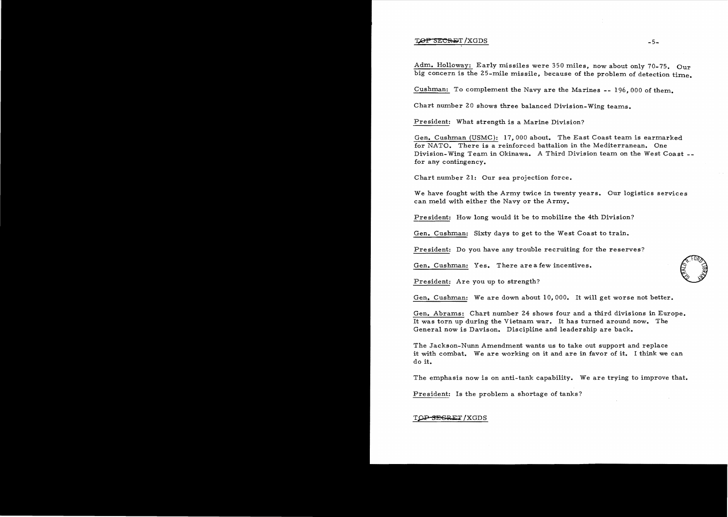TOP SECRET/XGDS

Adm. Holloway: Early missiles were 350 miles, now about only 70-75. Our big concern is the 25-mile missile, because of the problem of detection time.

Cushman: To complement the Navy are the Marines -- 196,000 of them.

Chart number 20 shows three balanced Division-Wing teams.

President: What strength is a Marine Division?

Gen. Cushman (USMC): 17,000 about. The East Coast team is earmarked for NATO. There is a reinforced battalion in the Mediterranean. One Division-Wing Team in Okinawa. A Third Division team on the West Coast -- for any contingency.

Chart number 21: Our sea projection force.

We have fought with the Army twice in twenty years. Our logistics services can meld with either the Navy or the Army.

President: How long would it be to mobilize the 4th Division?

Gen. Cushman: Sixty days to get to the West Coast to train.

President: Do you have any trouble recruiting for the reserves?

Gen. Cushman: Yes. There are a few incentives.

President: Are you up to strength?

Gen. Cushman: We are down about 10,000. It will get worse not better.

Gen. Abrams: Chart number 24 shows four and a third divisions in Europe. It was torn up during the Vietnam war. It has turned around now. The General now is Davison. Discipline and leadership are back.

The Jackson-Nunn Amendment wants us to take out support and replace it with combat. We are working on it and are in favor of it. I think we can do it.

The emphasis now is on anti-tank capability. We are trying to improve that.

President: Is the problem a shortage of tanks?

TOP SECRET/XGDS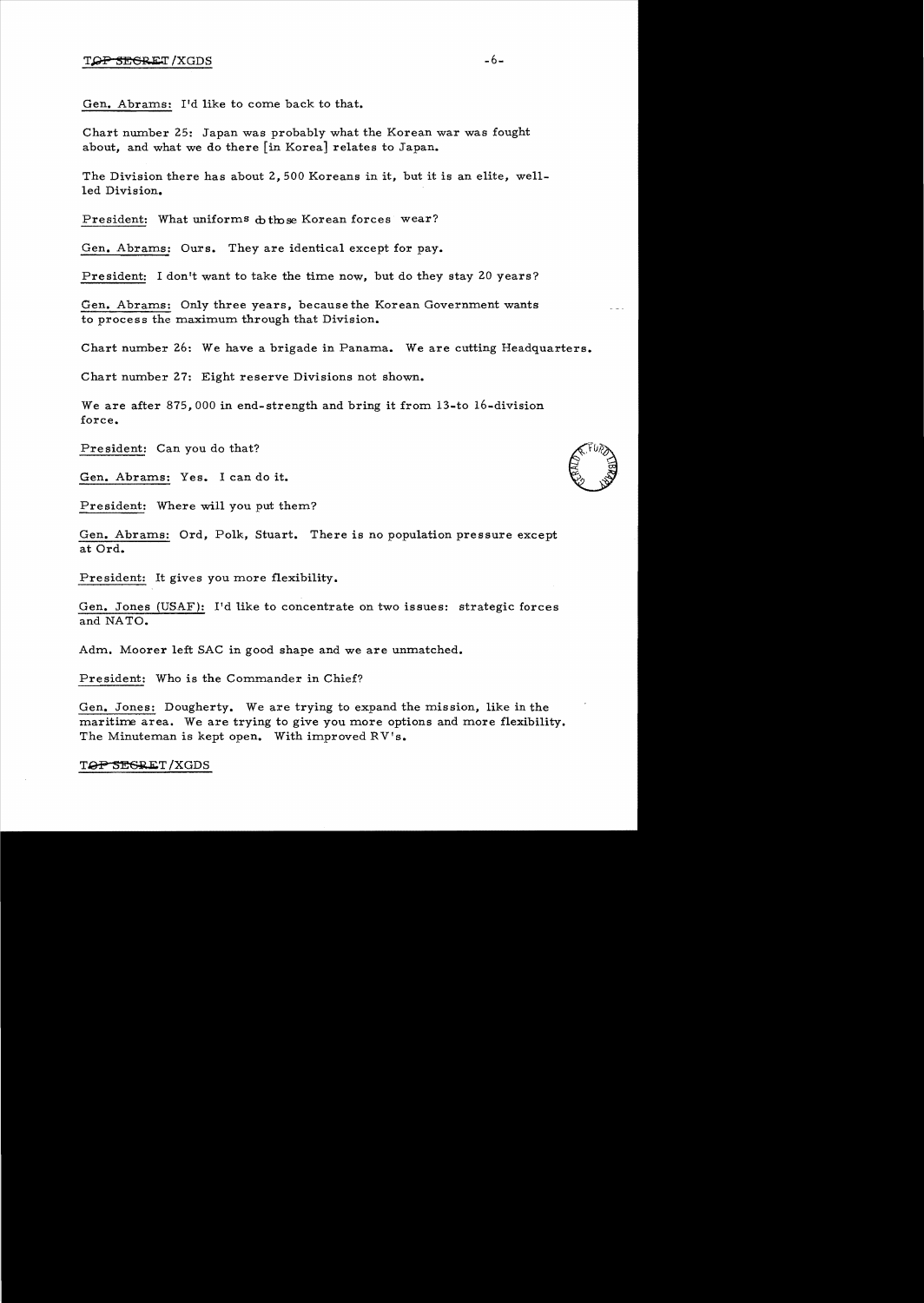Gen. Abrams: I'd like to come back to that.

Chart number 25: Japan was probably what the Korean war was fought about, and what we do there [in Korea] relates to Japan.

The Division there has about 2,500 Koreans in it, but it is an elite, well-led Division.

President: What uniforms do those Korean forces wear?

Gen. Abrams: Ours. They are identical except for pay.

President: I don't want to take the time now, but do they stay 20 years?

Gen. Abrams: Only three years, because the Korean Government wants to process the maximum through that Division.

Chart number 26: We have a brigade in Panama. We are cutting Headquarters.

Chart number 27: Eight reserve Divisions not shown.

We are after 875,000 in end-strength and bring it from 13-to 16-division force.

President: Can you do that?

Gen. Abrams: Yes. I can do it.

President: Where will you put them?

Gen. Abrams: Ord, Polk, Stuart. There is no population pressure except at Ord.

President: It gives you more flexibility.

Gen. Jones (USAF): I'd like to concentrate on two issues: strategic forces and NATO.

Adm. Moorer left SAC in good shape and we are unmatched.

President: Who is the Commander in Chief?

Gen. Jones: Dougherty. We are trying to expand the mission, like in the maritime area. We are trying to give you more options and more flexibility. The Minuteman is kept open. With improved RV's.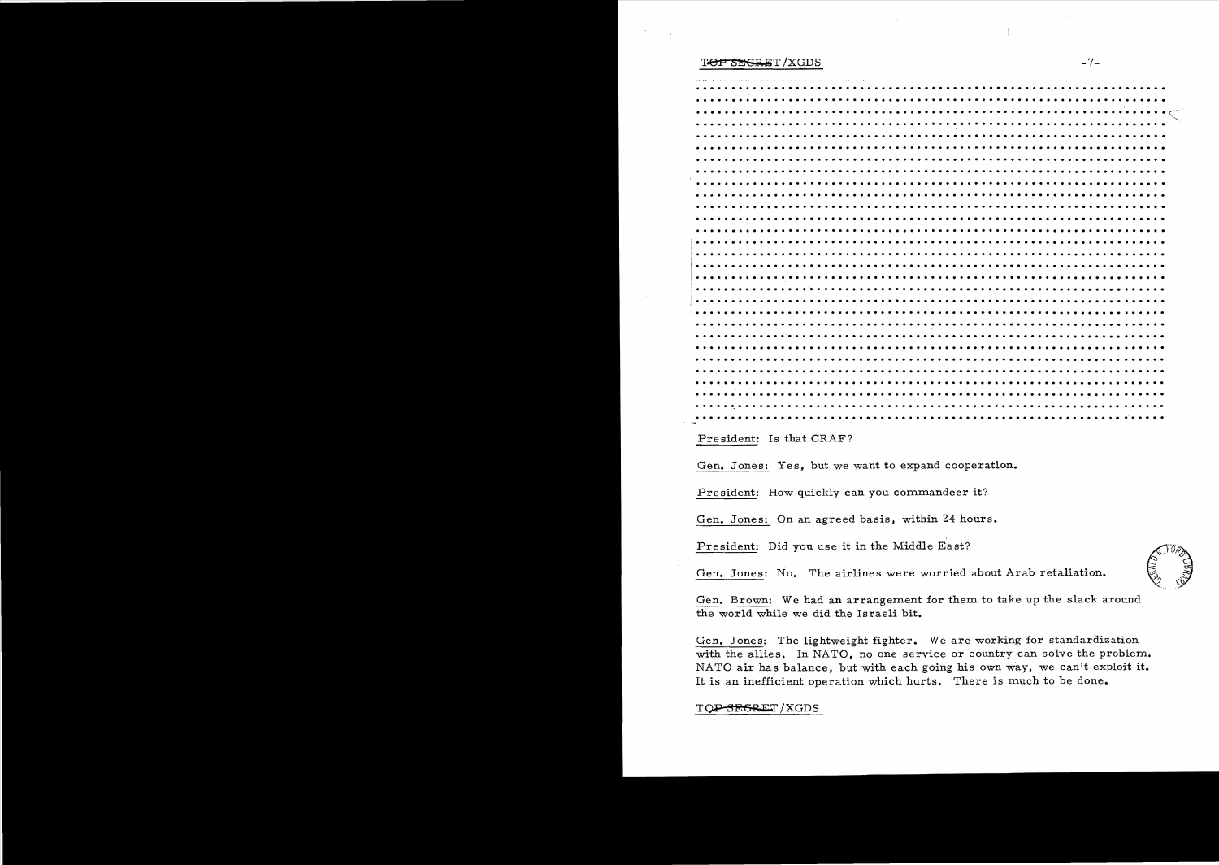TOP SECRET/XGDS

.......................................................................
.......................................................................
.......................................................................
.......................................................................
.......................................................................
.......................................................................
.......................................................................
.......................................................................
.......................................................................
.......................................................................
.......................................................................
.......................................................................
.......................................................................
.......................................................................
.......................................................................
.......................................................................
.......................................................................
.......................................................................
.......................................................................
.......................................................................
.......................................................................
.......................................................................
.......................................................................
.......................................................................
.......................................................................

President: Is that CRAF?

Gen. Jones: Yes, but we want to expand cooperation.

President: How quickly can you commandeer it?

Gen. Jones: On an agreed basis, within 24 hours.

President: Did you use it in the Middle East?

Gen. Jones: No. The airlines were worried about Arab retaliation.

Gen. Brown: We had an arrangement for them to take up the slack around the world while we did the Israeli bit.

Gen. Jones: The lightweight fighter. We are working for standardization with the allies. In NATO, no one service or country can solve the problem. NATO air has balance, but with each going his own way, we can't exploit it. It is an inefficient operation which hurts. There is much to be done.

TOP SECRET/XGDS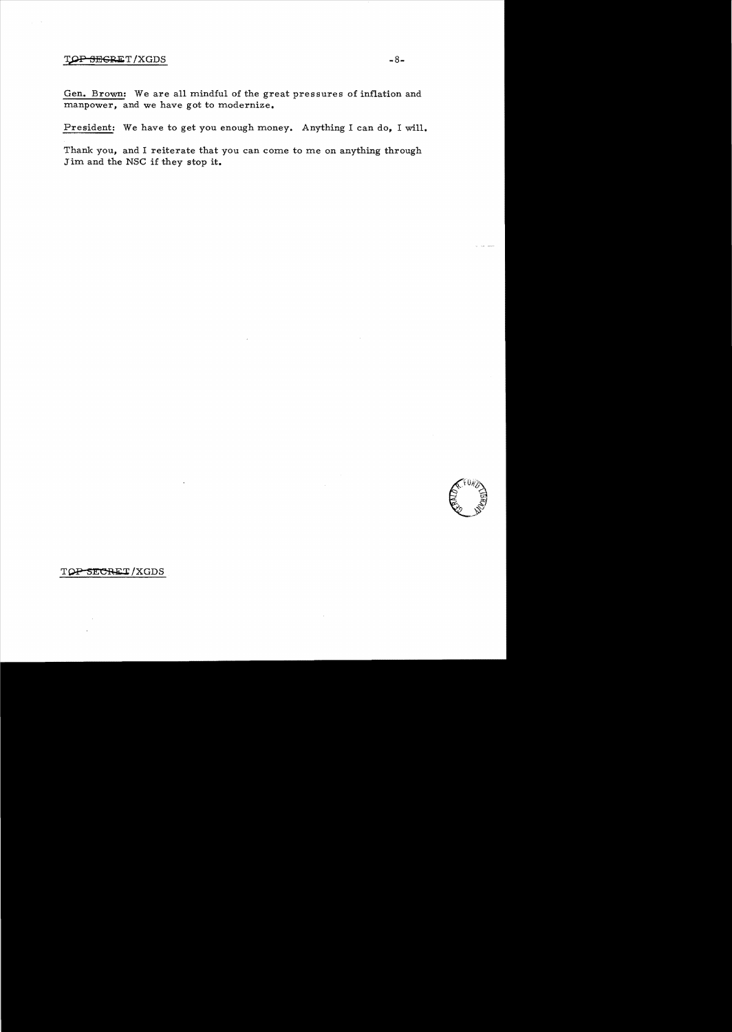Gen. Brown: We are all mindful of the great pressures of inflation and manpower, and we have got to modernize.

President: We have to get you enough money. Anything I can do, I will.

Thank you, and I reiterate that you can come to me on anything through Jim and the NSC if they stop it.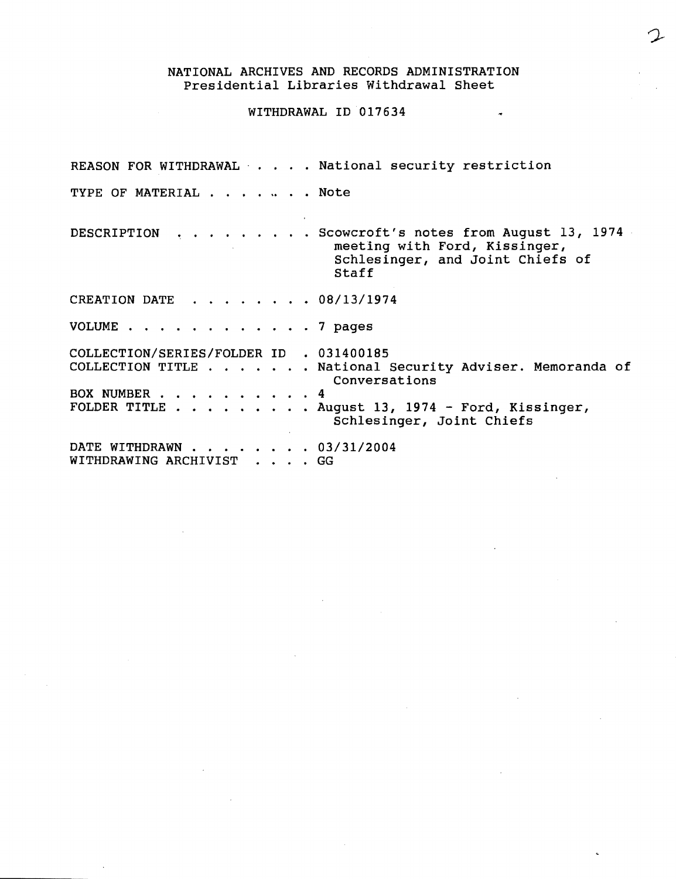NATIONAL ARCHIVES AND RECORDS ADMINISTRATION
Presidential Libraries Withdrawal Sheet

WITHDRAWAL ID 017634

REASON FOR WITHDRAWAL . . . . National security restriction

TYPE OF MATERIAL . . . . . . . Note

DESCRIPTION . . . . . . . . . Scowcroft's notes from August 13, 1974 meeting with Ford, Kissinger, Schlesinger, and Joint Chiefs of Staff

CREATION DATE . . . . . . . . 08/13/1974

VOLUME . . . . . . . . . . . . 7 pages

COLLECTION/SERIES/FOLDER ID . 031400185
COLLECTION TITLE . . . . . . . National Security Adviser. Memoranda of Conversations
BOX NUMBER . . . . . . . . . . 4
FOLDER TITLE . . . . . . . . . August 13, 1974 - Ford, Kissinger, Schlesinger, Joint Chiefs

DATE WITHDRAWN . . . . . . . . 03/31/2004
WITHDRAWING ARCHIVIST . . . . GG